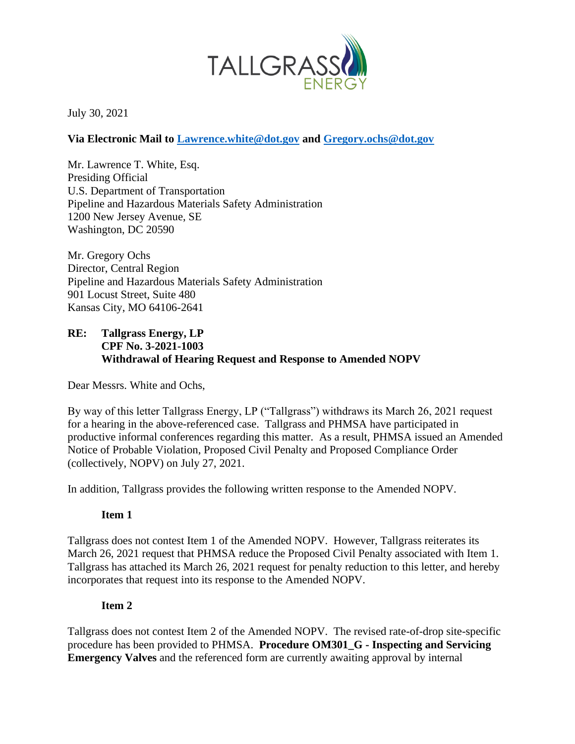July 30, 2021

**Via Electronic Mail to Lawrence.white@dot.gov and Gregory.ochs@dot.gov**

Mr. Lawrence T. White, Esq.
Presiding Official
U.S. Department of Transportation
Pipeline and Hazardous Materials Safety Administration
1200 New Jersey Avenue, SE
Washington, DC 20590

Mr. Gregory Ochs
Director, Central Region
Pipeline and Hazardous Materials Safety Administration
901 Locust Street, Suite 480
Kansas City, MO 64106-2641

**RE: Tallgrass Energy, LP**
**CPF No. 3-2021-1003**
**Withdrawal of Hearing Request and Response to Amended NOPV**

Dear Messrs. White and Ochs,

By way of this letter Tallgrass Energy, LP ("Tallgrass") withdraws its March 26, 2021 request for a hearing in the above-referenced case. Tallgrass and PHMSA have participated in productive informal conferences regarding this matter. As a result, PHMSA issued an Amended Notice of Probable Violation, Proposed Civil Penalty and Proposed Compliance Order (collectively, NOPV) on July 27, 2021.

In addition, Tallgrass provides the following written response to the Amended NOPV.

**Item 1**

Tallgrass does not contest Item 1 of the Amended NOPV. However, Tallgrass reiterates its March 26, 2021 request that PHMSA reduce the Proposed Civil Penalty associated with Item 1. Tallgrass has attached its March 26, 2021 request for penalty reduction to this letter, and hereby incorporates that request into its response to the Amended NOPV.

**Item 2**

Tallgrass does not contest Item 2 of the Amended NOPV. The revised rate-of-drop site-specific procedure has been provided to PHMSA. **Procedure OM301_G - Inspecting and Servicing Emergency Valves** and the referenced form are currently awaiting approval by internal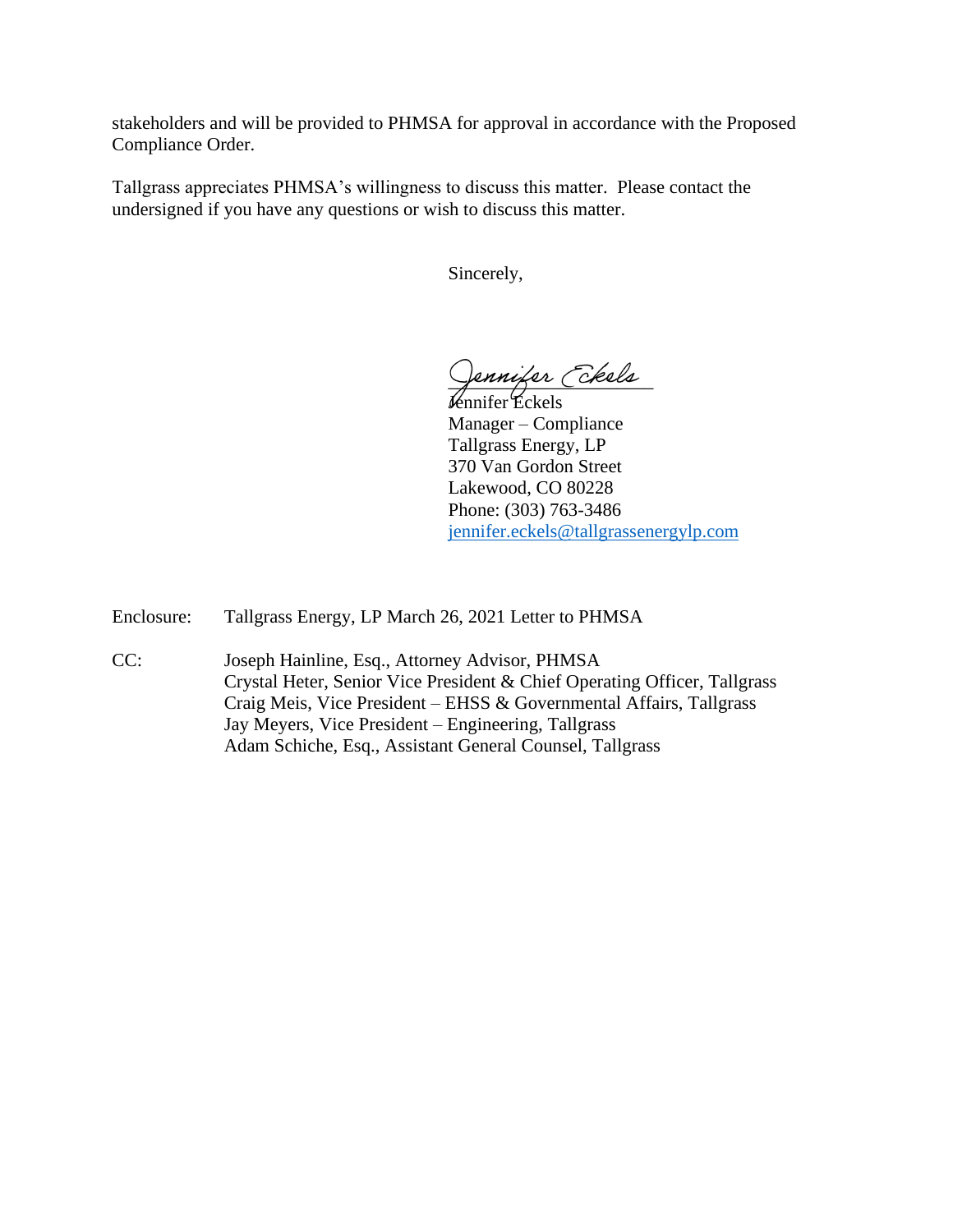stakeholders and will be provided to PHMSA for approval in accordance with the Proposed Compliance Order.

Tallgrass appreciates PHMSA's willingness to discuss this matter. Please contact the undersigned if you have any questions or wish to discuss this matter.

Sincerely,

Jennifer Eckels

Jennifer Eckels
Manager – Compliance
Tallgrass Energy, LP
370 Van Gordon Street
Lakewood, CO 80228
Phone: (303) 763-3486
jennifer.eckels@tallgrassenergylp.com

Enclosure: Tallgrass Energy, LP March 26, 2021 Letter to PHMSA

CC: Joseph Hainline, Esq., Attorney Advisor, PHMSA
Crystal Heter, Senior Vice President & Chief Operating Officer, Tallgrass
Craig Meis, Vice President – EHSS & Governmental Affairs, Tallgrass
Jay Meyers, Vice President – Engineering, Tallgrass
Adam Schiche, Esq., Assistant General Counsel, Tallgrass